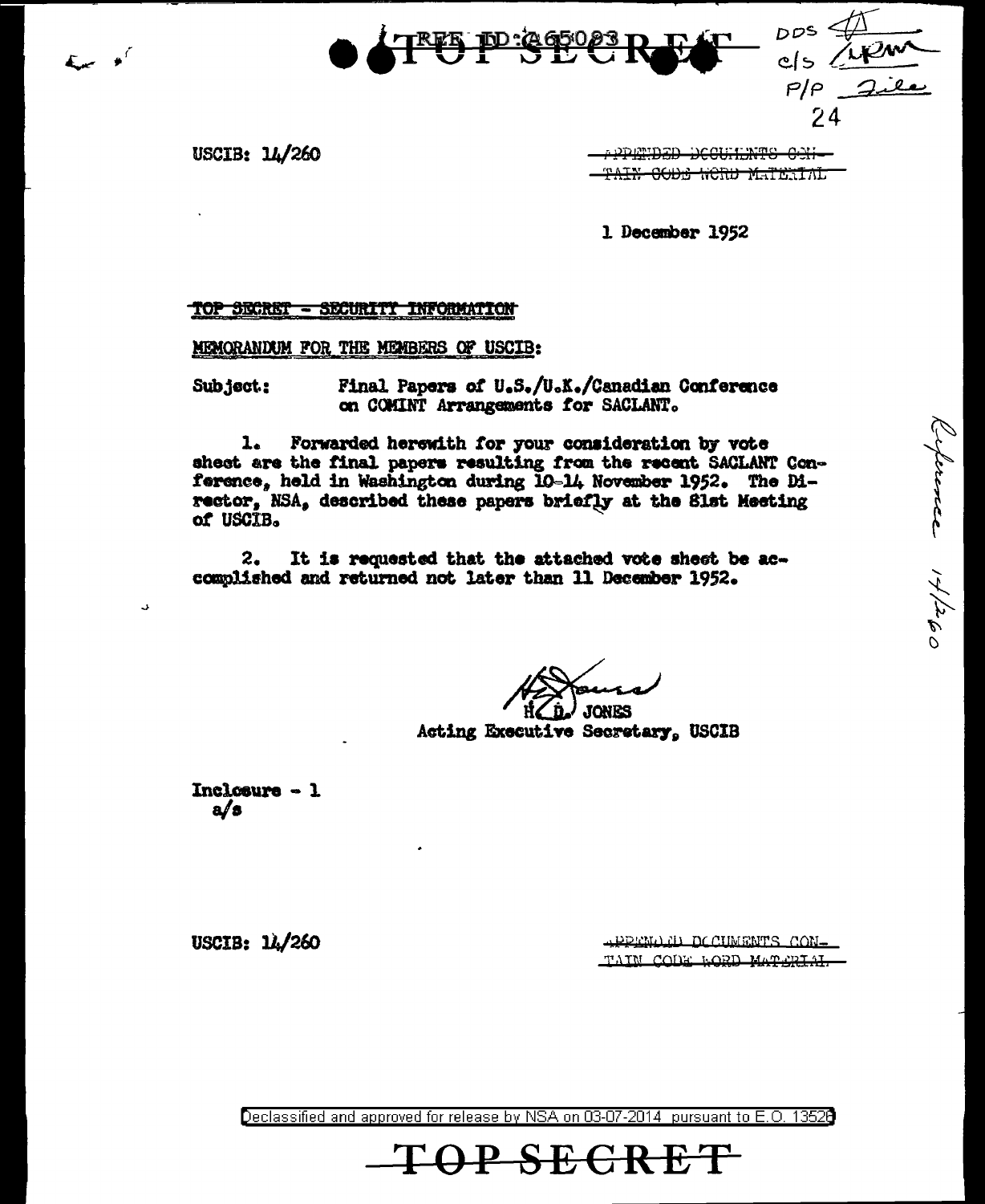REF ID:A65083

TOP SECRET

DOS
c/s
P/P File
24

USCIB: 14/260

~~APPENDED DOCUMENTS CONTAIN CODE WORD MATERIAL~~

1 December 1952

~~TOP SECRET - SECURITY INFORMATION~~

MEMORANDUM FOR THE MEMBERS OF USCIB:

Subject: Final Papers of U.S./U.K./Canadian Conference on COMINT Arrangements for SACLANT.

1. Forwarded herewith for your consideration by vote sheet are the final papers resulting from the recent SACLANT Conference, held in Washington during 10-14 November 1952. The Director, NSA, described these papers briefly at the 81st Meeting of USCIB.

2. It is requested that the attached vote sheet be accomplished and returned not later than 11 December 1952.

H. D. JONES
Acting Executive Secretary, USCIB

Reference 14/260

Inclosure - 1
a/s

USCIB: 14/260

~~APPENDED DOCUMENTS CONTAIN CODE WORD MATERIAL~~

Declassified and approved for release by NSA on 03-07-2014 pursuant to E.O. 13526

TOP SECRET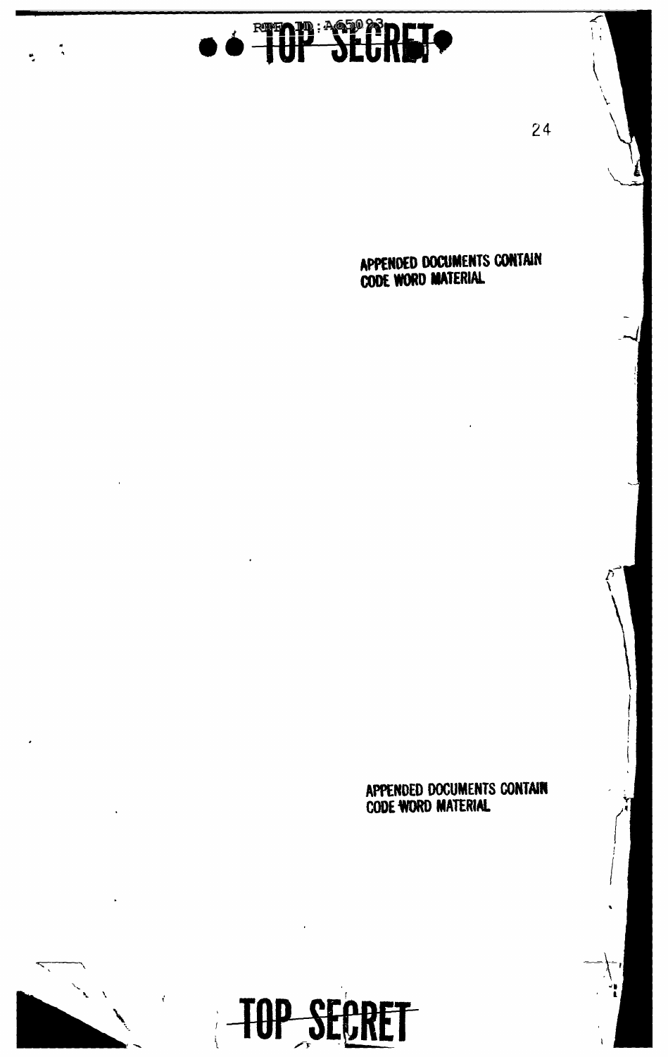APPENDED DOCUMENTS CONTAIN CODE WORD MATERIAL

APPENDED DOCUMENTS CONTAIN CODE WORD MATERIAL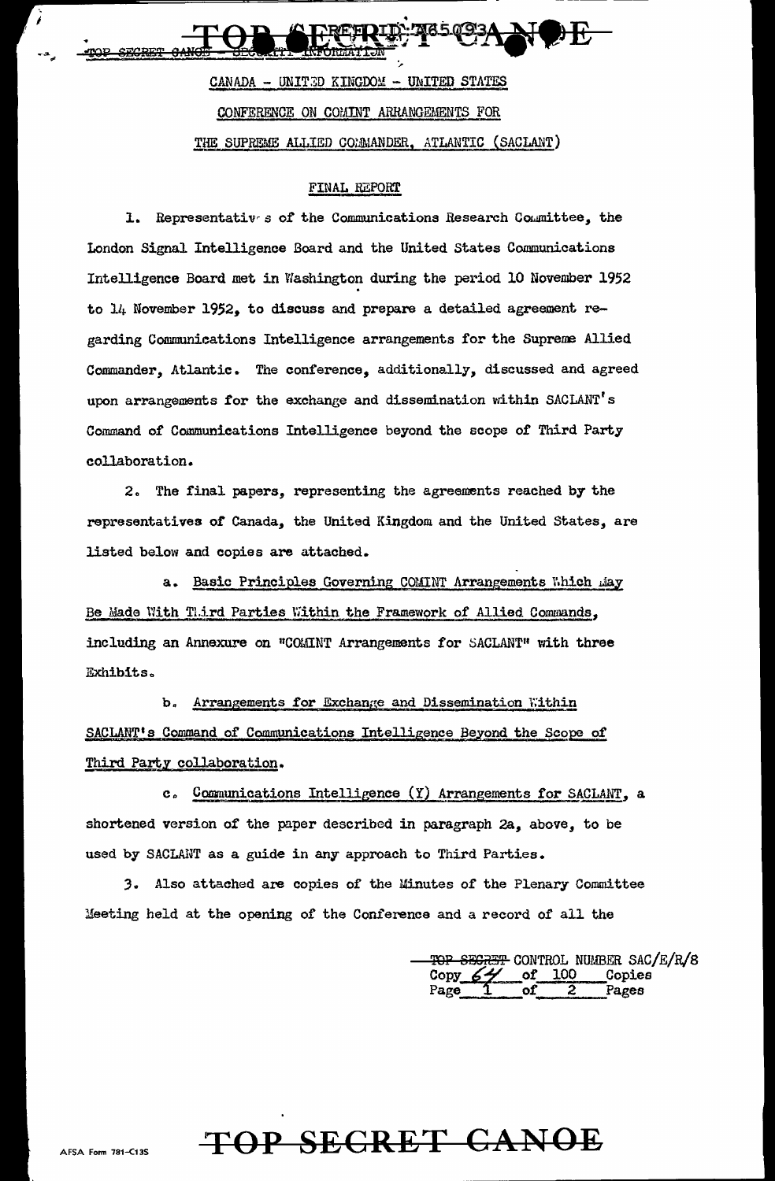CANADA - UNITED KINGDOM - UNITED STATES

CONFERENCE ON COMINT ARRANGEMENTS FOR

THE SUPREME ALLIED COMMANDER, ATLANTIC (SACLANT)

FINAL REPORT

1. Representatives of the Communications Research Committee, the London Signal Intelligence Board and the United States Communications Intelligence Board met in Washington during the period 10 November 1952 to 14 November 1952, to discuss and prepare a detailed agreement regarding Communications Intelligence arrangements for the Supreme Allied Commander, Atlantic. The conference, additionally, discussed and agreed upon arrangements for the exchange and dissemination within SACLANT's Command of Communications Intelligence beyond the scope of Third Party collaboration.

2. The final papers, representing the agreements reached by the representatives of Canada, the United Kingdom and the United States, are listed below and copies are attached.

   a. Basic Principles Governing COMINT Arrangements Which May Be Made With Third Parties Within the Framework of Allied Commands, including an Annexure on "COMINT Arrangements for SACLANT" with three Exhibits.

   b. Arrangements for Exchange and Dissemination Within SACLANT's Command of Communications Intelligence Beyond the Scope of Third Party collaboration.

   c. Communications Intelligence (Y) Arrangements for SACLANT, a shortened version of the paper described in paragraph 2a, above, to be used by SACLANT as a guide in any approach to Third Parties.

3. Also attached are copies of the Minutes of the Plenary Committee Meeting held at the opening of the Conference and a record of all the

TOP SECRET CONTROL NUMBER SAC/E/R/8
Copy 64 of 100 Copies
Page 1 of 2 Pages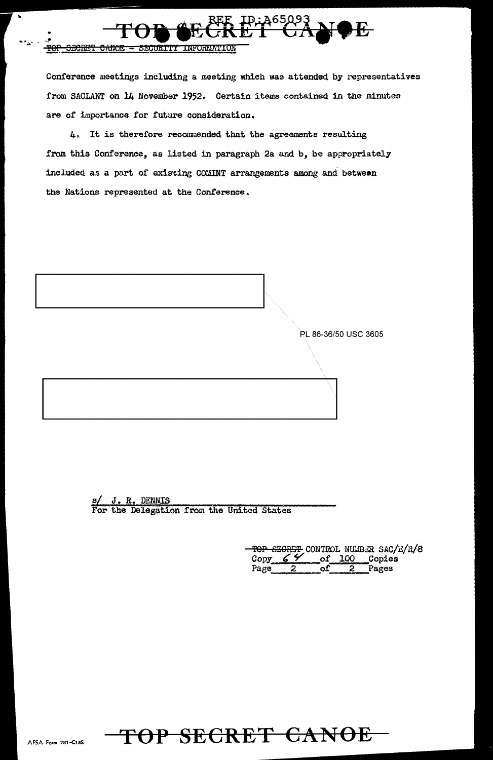Conference meetings including a meeting which was attended by representatives from SACLANT on 14 November 1952. Certain items contained in the minutes are of importance for future consideration.

4. It is therefore recommended that the agreements resulting from this Conference, as listed in paragraph 2a and b, be appropriately included as a part of existing COMINT arrangements among and between the Nations represented at the Conference.

PL 86-36/50 USC 3605

s/ J. R. DENNIS
For the Delegation from the United States

~~TOP SECRET~~ CONTROL NUMBER SAC/E/R/8
Copy 64 of 100 Copies
Page 2 of 2 Pages

AFSA Form 781-C13S